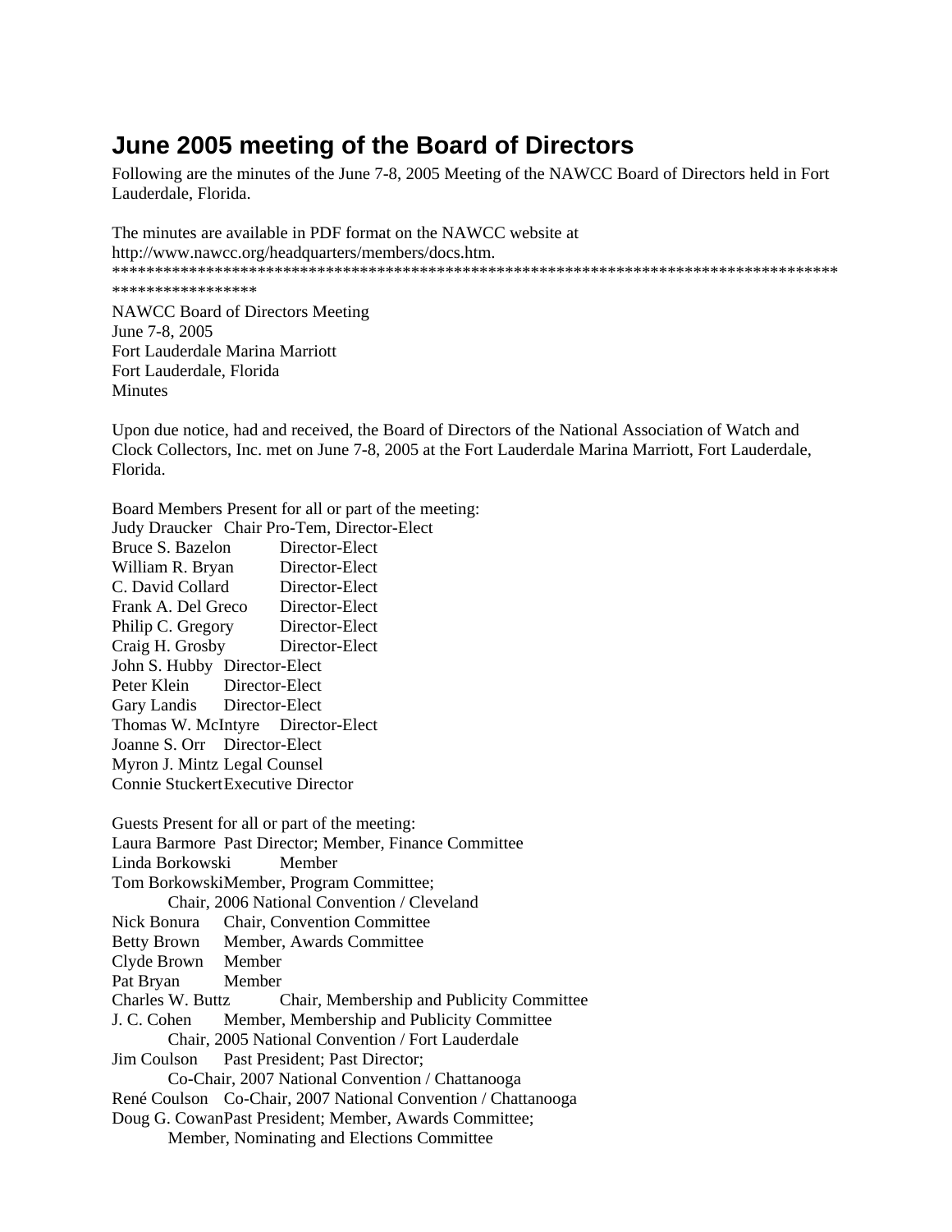# June 2005 meeting of the Board of Directors

Following are the minutes of the June 7-8, 2005 Meeting of the NAWCC Board of Directors held in Fort Lauderdale, Florida.

The minutes are available in PDF format on the NAWCC website at http://www.nawcc.org/headquarters/members/docs.htm.

*****************************************************************************************************

NAWCC Board of Directors Meeting
June 7-8, 2005
Fort Lauderdale Marina Marriott
Fort Lauderdale, Florida
Minutes

Upon due notice, had and received, the Board of Directors of the National Association of Watch and Clock Collectors, Inc. met on June 7-8, 2005 at the Fort Lauderdale Marina Marriott, Fort Lauderdale, Florida.

Board Members Present for all or part of the meeting:

Judy Draucker Chair Pro-Tem, Director-Elect
Bruce S. Bazelon Director-Elect
William R. Bryan Director-Elect
C. David Collard Director-Elect
Frank A. Del Greco Director-Elect
Philip C. Gregory Director-Elect
Craig H. Grosby Director-Elect
John S. Hubby Director-Elect
Peter Klein Director-Elect
Gary Landis Director-Elect
Thomas W. McIntyre Director-Elect
Joanne S. Orr Director-Elect
Myron J. Mintz Legal Counsel
Connie Stuckert Executive Director

Guests Present for all or part of the meeting:

Laura Barmore Past Director; Member, Finance Committee
Linda Borkowski Member
Tom Borkowski Member, Program Committee;
Chair, 2006 National Convention / Cleveland
Nick Bonura Chair, Convention Committee
Betty Brown Member, Awards Committee
Clyde Brown Member
Pat Bryan Member
Charles W. Buttz Chair, Membership and Publicity Committee
J. C. Cohen Member, Membership and Publicity Committee
Chair, 2005 National Convention / Fort Lauderdale
Jim Coulson Past President; Past Director;
Co-Chair, 2007 National Convention / Chattanooga
René Coulson Co-Chair, 2007 National Convention / Chattanooga
Doug G. Cowan Past President; Member, Awards Committee;
Member, Nominating and Elections Committee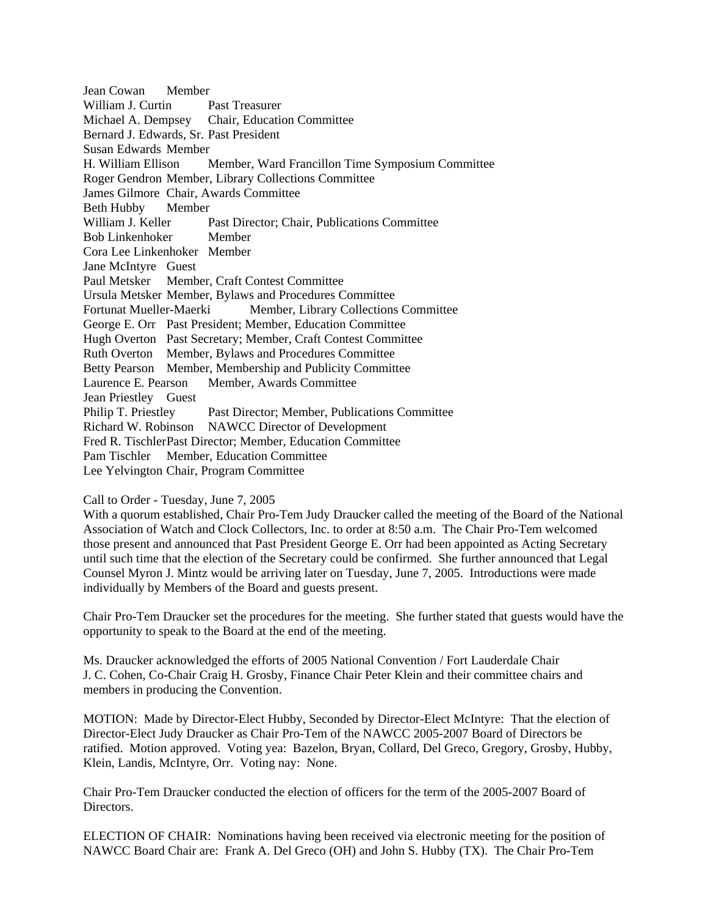Jean Cowan Member
William J. Curtin Past Treasurer
Michael A. Dempsey Chair, Education Committee
Bernard J. Edwards, Sr. Past President
Susan Edwards Member
H. William Ellison Member, Ward Francillon Time Symposium Committee
Roger Gendron Member, Library Collections Committee
James Gilmore Chair, Awards Committee
Beth Hubby Member
William J. Keller Past Director; Chair, Publications Committee
Bob Linkenhoker Member
Cora Lee Linkenhoker Member
Jane McIntyre Guest
Paul Metsker Member, Craft Contest Committee
Ursula Metsker Member, Bylaws and Procedures Committee
Fortunat Mueller-Maerki Member, Library Collections Committee
George E. Orr Past President; Member, Education Committee
Hugh Overton Past Secretary; Member, Craft Contest Committee
Ruth Overton Member, Bylaws and Procedures Committee
Betty Pearson Member, Membership and Publicity Committee
Laurence E. Pearson Member, Awards Committee
Jean Priestley Guest
Philip T. Priestley Past Director; Member, Publications Committee
Richard W. Robinson NAWCC Director of Development
Fred R. Tischler Past Director; Member, Education Committee
Pam Tischler Member, Education Committee
Lee Yelvington Chair, Program Committee

Call to Order - Tuesday, June 7, 2005
With a quorum established, Chair Pro-Tem Judy Draucker called the meeting of the Board of the National Association of Watch and Clock Collectors, Inc. to order at 8:50 a.m. The Chair Pro-Tem welcomed those present and announced that Past President George E. Orr had been appointed as Acting Secretary until such time that the election of the Secretary could be confirmed. She further announced that Legal Counsel Myron J. Mintz would be arriving later on Tuesday, June 7, 2005. Introductions were made individually by Members of the Board and guests present.

Chair Pro-Tem Draucker set the procedures for the meeting. She further stated that guests would have the opportunity to speak to the Board at the end of the meeting.

Ms. Draucker acknowledged the efforts of 2005 National Convention / Fort Lauderdale Chair J. C. Cohen, Co-Chair Craig H. Grosby, Finance Chair Peter Klein and their committee chairs and members in producing the Convention.

MOTION: Made by Director-Elect Hubby, Seconded by Director-Elect McIntyre: That the election of Director-Elect Judy Draucker as Chair Pro-Tem of the NAWCC 2005-2007 Board of Directors be ratified. Motion approved. Voting yea: Bazelon, Bryan, Collard, Del Greco, Gregory, Grosby, Hubby, Klein, Landis, McIntyre, Orr. Voting nay: None.

Chair Pro-Tem Draucker conducted the election of officers for the term of the 2005-2007 Board of Directors.

ELECTION OF CHAIR: Nominations having been received via electronic meeting for the position of NAWCC Board Chair are: Frank A. Del Greco (OH) and John S. Hubby (TX). The Chair Pro-Tem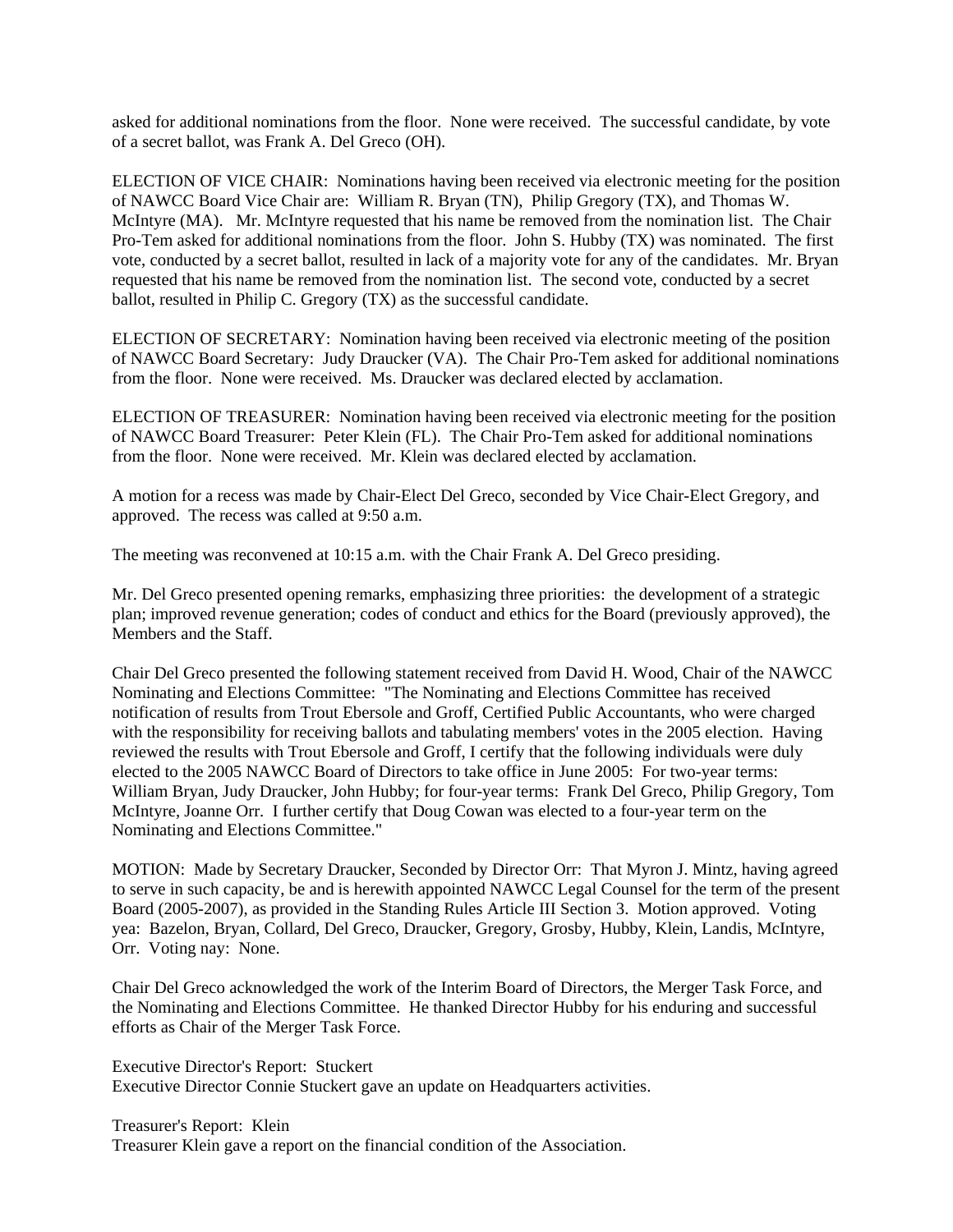asked for additional nominations from the floor. None were received. The successful candidate, by vote of a secret ballot, was Frank A. Del Greco (OH).

ELECTION OF VICE CHAIR: Nominations having been received via electronic meeting for the position of NAWCC Board Vice Chair are: William R. Bryan (TN), Philip Gregory (TX), and Thomas W. McIntyre (MA). Mr. McIntyre requested that his name be removed from the nomination list. The Chair Pro-Tem asked for additional nominations from the floor. John S. Hubby (TX) was nominated. The first vote, conducted by a secret ballot, resulted in lack of a majority vote for any of the candidates. Mr. Bryan requested that his name be removed from the nomination list. The second vote, conducted by a secret ballot, resulted in Philip C. Gregory (TX) as the successful candidate.

ELECTION OF SECRETARY: Nomination having been received via electronic meeting of the position of NAWCC Board Secretary: Judy Draucker (VA). The Chair Pro-Tem asked for additional nominations from the floor. None were received. Ms. Draucker was declared elected by acclamation.

ELECTION OF TREASURER: Nomination having been received via electronic meeting for the position of NAWCC Board Treasurer: Peter Klein (FL). The Chair Pro-Tem asked for additional nominations from the floor. None were received. Mr. Klein was declared elected by acclamation.

A motion for a recess was made by Chair-Elect Del Greco, seconded by Vice Chair-Elect Gregory, and approved. The recess was called at 9:50 a.m.

The meeting was reconvened at 10:15 a.m. with the Chair Frank A. Del Greco presiding.

Mr. Del Greco presented opening remarks, emphasizing three priorities: the development of a strategic plan; improved revenue generation; codes of conduct and ethics for the Board (previously approved), the Members and the Staff.

Chair Del Greco presented the following statement received from David H. Wood, Chair of the NAWCC Nominating and Elections Committee: "The Nominating and Elections Committee has received notification of results from Trout Ebersole and Groff, Certified Public Accountants, who were charged with the responsibility for receiving ballots and tabulating members' votes in the 2005 election. Having reviewed the results with Trout Ebersole and Groff, I certify that the following individuals were duly elected to the 2005 NAWCC Board of Directors to take office in June 2005: For two-year terms: William Bryan, Judy Draucker, John Hubby; for four-year terms: Frank Del Greco, Philip Gregory, Tom McIntyre, Joanne Orr. I further certify that Doug Cowan was elected to a four-year term on the Nominating and Elections Committee."

MOTION: Made by Secretary Draucker, Seconded by Director Orr: That Myron J. Mintz, having agreed to serve in such capacity, be and is herewith appointed NAWCC Legal Counsel for the term of the present Board (2005-2007), as provided in the Standing Rules Article III Section 3. Motion approved. Voting yea: Bazelon, Bryan, Collard, Del Greco, Draucker, Gregory, Grosby, Hubby, Klein, Landis, McIntyre, Orr. Voting nay: None.

Chair Del Greco acknowledged the work of the Interim Board of Directors, the Merger Task Force, and the Nominating and Elections Committee. He thanked Director Hubby for his enduring and successful efforts as Chair of the Merger Task Force.

Executive Director's Report: Stuckert
Executive Director Connie Stuckert gave an update on Headquarters activities.

Treasurer's Report: Klein
Treasurer Klein gave a report on the financial condition of the Association.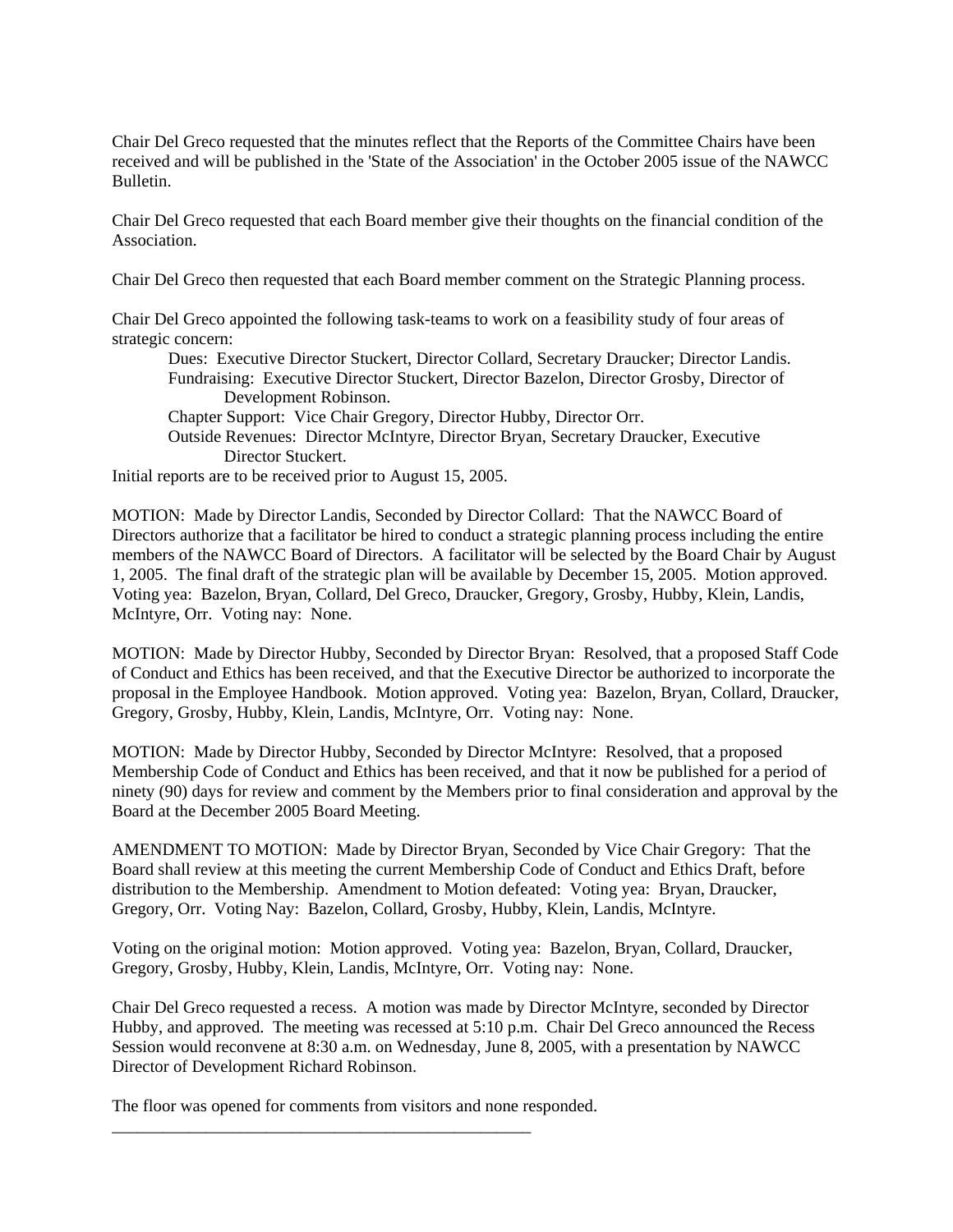Chair Del Greco requested that the minutes reflect that the Reports of the Committee Chairs have been received and will be published in the 'State of the Association' in the October 2005 issue of the NAWCC Bulletin.

Chair Del Greco requested that each Board member give their thoughts on the financial condition of the Association.

Chair Del Greco then requested that each Board member comment on the Strategic Planning process.

Chair Del Greco appointed the following task-teams to work on a feasibility study of four areas of strategic concern:

- Dues: Executive Director Stuckert, Director Collard, Secretary Draucker; Director Landis.
- Fundraising: Executive Director Stuckert, Director Bazelon, Director Grosby, Director of Development Robinson.
- Chapter Support: Vice Chair Gregory, Director Hubby, Director Orr.
- Outside Revenues: Director McIntyre, Director Bryan, Secretary Draucker, Executive Director Stuckert.

Initial reports are to be received prior to August 15, 2005.

MOTION: Made by Director Landis, Seconded by Director Collard: That the NAWCC Board of Directors authorize that a facilitator be hired to conduct a strategic planning process including the entire members of the NAWCC Board of Directors. A facilitator will be selected by the Board Chair by August 1, 2005. The final draft of the strategic plan will be available by December 15, 2005. Motion approved. Voting yea: Bazelon, Bryan, Collard, Del Greco, Draucker, Gregory, Grosby, Hubby, Klein, Landis, McIntyre, Orr. Voting nay: None.

MOTION: Made by Director Hubby, Seconded by Director Bryan: Resolved, that a proposed Staff Code of Conduct and Ethics has been received, and that the Executive Director be authorized to incorporate the proposal in the Employee Handbook. Motion approved. Voting yea: Bazelon, Bryan, Collard, Draucker, Gregory, Grosby, Hubby, Klein, Landis, McIntyre, Orr. Voting nay: None.

MOTION: Made by Director Hubby, Seconded by Director McIntyre: Resolved, that a proposed Membership Code of Conduct and Ethics has been received, and that it now be published for a period of ninety (90) days for review and comment by the Members prior to final consideration and approval by the Board at the December 2005 Board Meeting.

AMENDMENT TO MOTION: Made by Director Bryan, Seconded by Vice Chair Gregory: That the Board shall review at this meeting the current Membership Code of Conduct and Ethics Draft, before distribution to the Membership. Amendment to Motion defeated: Voting yea: Bryan, Draucker, Gregory, Orr. Voting Nay: Bazelon, Collard, Grosby, Hubby, Klein, Landis, McIntyre.

Voting on the original motion: Motion approved. Voting yea: Bazelon, Bryan, Collard, Draucker, Gregory, Grosby, Hubby, Klein, Landis, McIntyre, Orr. Voting nay: None.

Chair Del Greco requested a recess. A motion was made by Director McIntyre, seconded by Director Hubby, and approved. The meeting was recessed at 5:10 p.m. Chair Del Greco announced the Recess Session would reconvene at 8:30 a.m. on Wednesday, June 8, 2005, with a presentation by NAWCC Director of Development Richard Robinson.

The floor was opened for comments from visitors and none responded.

---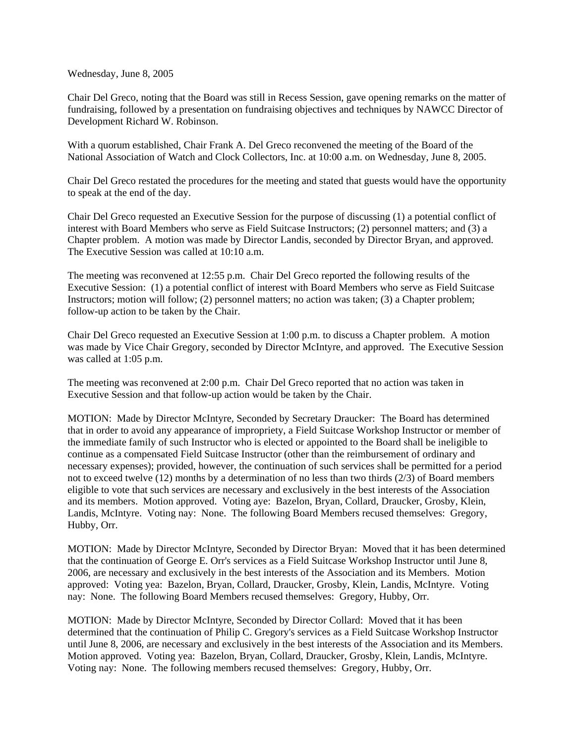Wednesday, June 8, 2005

Chair Del Greco, noting that the Board was still in Recess Session, gave opening remarks on the matter of fundraising, followed by a presentation on fundraising objectives and techniques by NAWCC Director of Development Richard W. Robinson.

With a quorum established, Chair Frank A. Del Greco reconvened the meeting of the Board of the National Association of Watch and Clock Collectors, Inc. at 10:00 a.m. on Wednesday, June 8, 2005.

Chair Del Greco restated the procedures for the meeting and stated that guests would have the opportunity to speak at the end of the day.

Chair Del Greco requested an Executive Session for the purpose of discussing (1) a potential conflict of interest with Board Members who serve as Field Suitcase Instructors; (2) personnel matters; and (3) a Chapter problem. A motion was made by Director Landis, seconded by Director Bryan, and approved. The Executive Session was called at 10:10 a.m.

The meeting was reconvened at 12:55 p.m. Chair Del Greco reported the following results of the Executive Session: (1) a potential conflict of interest with Board Members who serve as Field Suitcase Instructors; motion will follow; (2) personnel matters; no action was taken; (3) a Chapter problem; follow-up action to be taken by the Chair.

Chair Del Greco requested an Executive Session at 1:00 p.m. to discuss a Chapter problem. A motion was made by Vice Chair Gregory, seconded by Director McIntyre, and approved. The Executive Session was called at 1:05 p.m.

The meeting was reconvened at 2:00 p.m. Chair Del Greco reported that no action was taken in Executive Session and that follow-up action would be taken by the Chair.

MOTION: Made by Director McIntyre, Seconded by Secretary Draucker: The Board has determined that in order to avoid any appearance of impropriety, a Field Suitcase Workshop Instructor or member of the immediate family of such Instructor who is elected or appointed to the Board shall be ineligible to continue as a compensated Field Suitcase Instructor (other than the reimbursement of ordinary and necessary expenses); provided, however, the continuation of such services shall be permitted for a period not to exceed twelve (12) months by a determination of no less than two thirds (2/3) of Board members eligible to vote that such services are necessary and exclusively in the best interests of the Association and its members. Motion approved. Voting aye: Bazelon, Bryan, Collard, Draucker, Grosby, Klein, Landis, McIntyre. Voting nay: None. The following Board Members recused themselves: Gregory, Hubby, Orr.

MOTION: Made by Director McIntyre, Seconded by Director Bryan: Moved that it has been determined that the continuation of George E. Orr's services as a Field Suitcase Workshop Instructor until June 8, 2006, are necessary and exclusively in the best interests of the Association and its Members. Motion approved: Voting yea: Bazelon, Bryan, Collard, Draucker, Grosby, Klein, Landis, McIntyre. Voting nay: None. The following Board Members recused themselves: Gregory, Hubby, Orr.

MOTION: Made by Director McIntyre, Seconded by Director Collard: Moved that it has been determined that the continuation of Philip C. Gregory's services as a Field Suitcase Workshop Instructor until June 8, 2006, are necessary and exclusively in the best interests of the Association and its Members. Motion approved. Voting yea: Bazelon, Bryan, Collard, Draucker, Grosby, Klein, Landis, McIntyre. Voting nay: None. The following members recused themselves: Gregory, Hubby, Orr.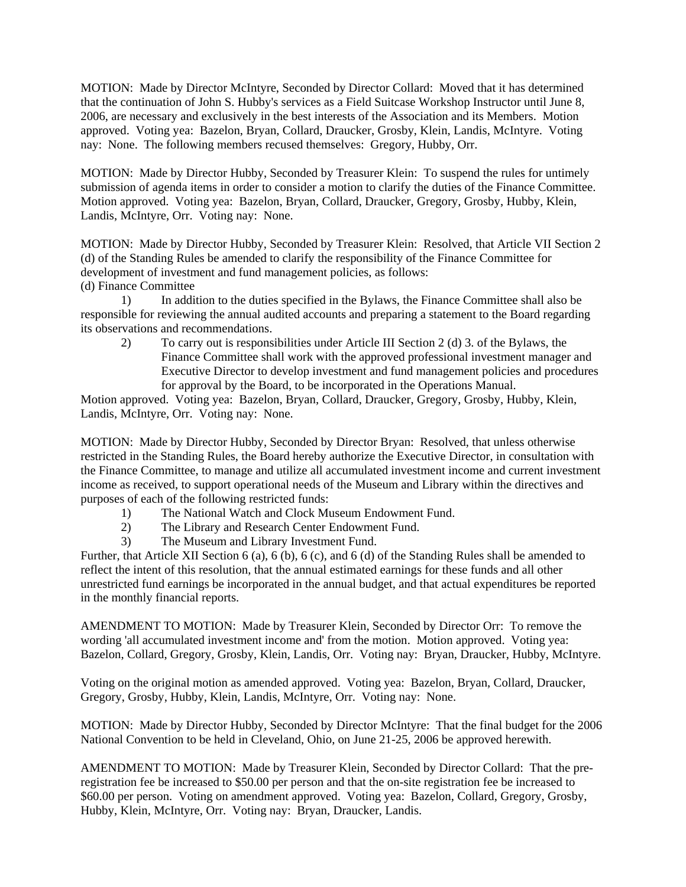MOTION: Made by Director McIntyre, Seconded by Director Collard: Moved that it has determined that the continuation of John S. Hubby's services as a Field Suitcase Workshop Instructor until June 8, 2006, are necessary and exclusively in the best interests of the Association and its Members. Motion approved. Voting yea: Bazelon, Bryan, Collard, Draucker, Grosby, Klein, Landis, McIntyre. Voting nay: None. The following members recused themselves: Gregory, Hubby, Orr.

MOTION: Made by Director Hubby, Seconded by Treasurer Klein: To suspend the rules for untimely submission of agenda items in order to consider a motion to clarify the duties of the Finance Committee. Motion approved. Voting yea: Bazelon, Bryan, Collard, Draucker, Gregory, Grosby, Hubby, Klein, Landis, McIntyre, Orr. Voting nay: None.

MOTION: Made by Director Hubby, Seconded by Treasurer Klein: Resolved, that Article VII Section 2 (d) of the Standing Rules be amended to clarify the responsibility of the Finance Committee for development of investment and fund management policies, as follows:

(d) Finance Committee

1) In addition to the duties specified in the Bylaws, the Finance Committee shall also be responsible for reviewing the annual audited accounts and preparing a statement to the Board regarding its observations and recommendations.

2) To carry out is responsibilities under Article III Section 2 (d) 3. of the Bylaws, the Finance Committee shall work with the approved professional investment manager and Executive Director to develop investment and fund management policies and procedures for approval by the Board, to be incorporated in the Operations Manual.

Motion approved. Voting yea: Bazelon, Bryan, Collard, Draucker, Gregory, Grosby, Hubby, Klein, Landis, McIntyre, Orr. Voting nay: None.

MOTION: Made by Director Hubby, Seconded by Director Bryan: Resolved, that unless otherwise restricted in the Standing Rules, the Board hereby authorize the Executive Director, in consultation with the Finance Committee, to manage and utilize all accumulated investment income and current investment income as received, to support operational needs of the Museum and Library within the directives and purposes of each of the following restricted funds:

1) The National Watch and Clock Museum Endowment Fund.
2) The Library and Research Center Endowment Fund.
3) The Museum and Library Investment Fund.

Further, that Article XII Section 6 (a), 6 (b), 6 (c), and 6 (d) of the Standing Rules shall be amended to reflect the intent of this resolution, that the annual estimated earnings for these funds and all other unrestricted fund earnings be incorporated in the annual budget, and that actual expenditures be reported in the monthly financial reports.

AMENDMENT TO MOTION: Made by Treasurer Klein, Seconded by Director Orr: To remove the wording 'all accumulated investment income and' from the motion. Motion approved. Voting yea: Bazelon, Collard, Gregory, Grosby, Klein, Landis, Orr. Voting nay: Bryan, Draucker, Hubby, McIntyre.

Voting on the original motion as amended approved. Voting yea: Bazelon, Bryan, Collard, Draucker, Gregory, Grosby, Hubby, Klein, Landis, McIntyre, Orr. Voting nay: None.

MOTION: Made by Director Hubby, Seconded by Director McIntyre: That the final budget for the 2006 National Convention to be held in Cleveland, Ohio, on June 21-25, 2006 be approved herewith.

AMENDMENT TO MOTION: Made by Treasurer Klein, Seconded by Director Collard: That the pre-registration fee be increased to $50.00 per person and that the on-site registration fee be increased to $60.00 per person. Voting on amendment approved. Voting yea: Bazelon, Collard, Gregory, Grosby, Hubby, Klein, McIntyre, Orr. Voting nay: Bryan, Draucker, Landis.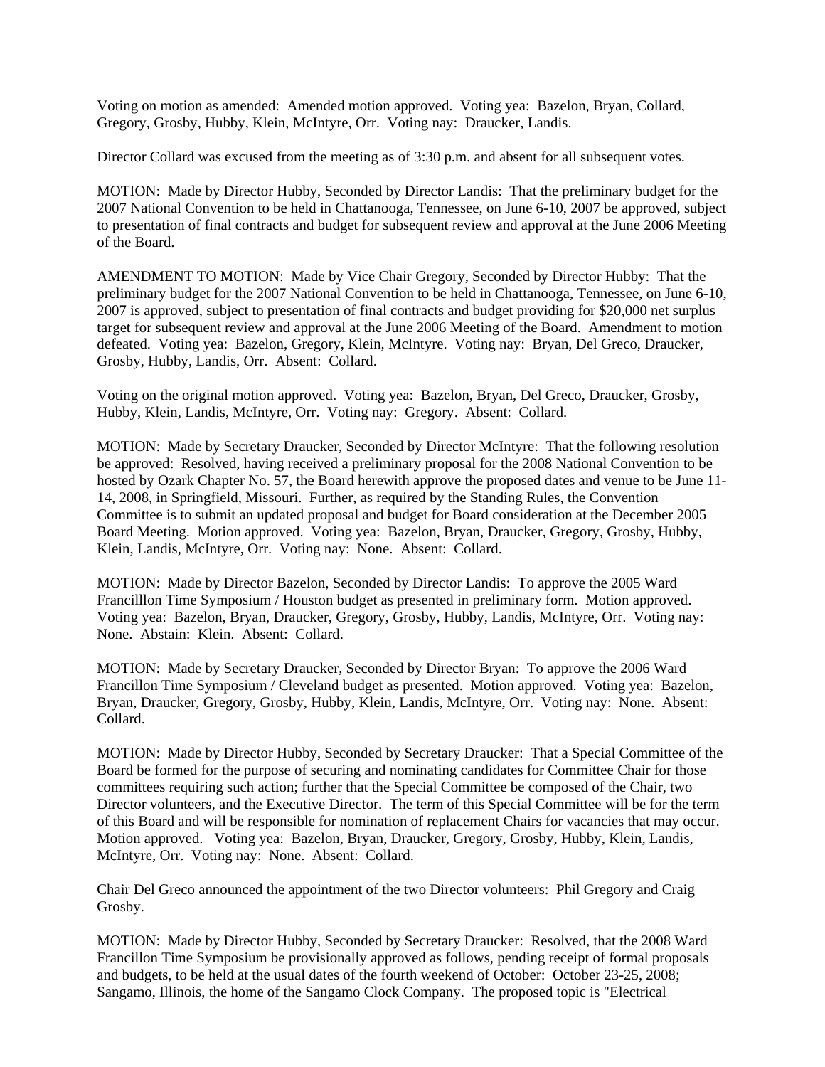Voting on motion as amended: Amended motion approved. Voting yea: Bazelon, Bryan, Collard, Gregory, Grosby, Hubby, Klein, McIntyre, Orr. Voting nay: Draucker, Landis.

Director Collard was excused from the meeting as of 3:30 p.m. and absent for all subsequent votes.

MOTION: Made by Director Hubby, Seconded by Director Landis: That the preliminary budget for the 2007 National Convention to be held in Chattanooga, Tennessee, on June 6-10, 2007 be approved, subject to presentation of final contracts and budget for subsequent review and approval at the June 2006 Meeting of the Board.

AMENDMENT TO MOTION: Made by Vice Chair Gregory, Seconded by Director Hubby: That the preliminary budget for the 2007 National Convention to be held in Chattanooga, Tennessee, on June 6-10, 2007 is approved, subject to presentation of final contracts and budget providing for $20,000 net surplus target for subsequent review and approval at the June 2006 Meeting of the Board. Amendment to motion defeated. Voting yea: Bazelon, Gregory, Klein, McIntyre. Voting nay: Bryan, Del Greco, Draucker, Grosby, Hubby, Landis, Orr. Absent: Collard.

Voting on the original motion approved. Voting yea: Bazelon, Bryan, Del Greco, Draucker, Grosby, Hubby, Klein, Landis, McIntyre, Orr. Voting nay: Gregory. Absent: Collard.

MOTION: Made by Secretary Draucker, Seconded by Director McIntyre: That the following resolution be approved: Resolved, having received a preliminary proposal for the 2008 National Convention to be hosted by Ozark Chapter No. 57, the Board herewith approve the proposed dates and venue to be June 11-14, 2008, in Springfield, Missouri. Further, as required by the Standing Rules, the Convention Committee is to submit an updated proposal and budget for Board consideration at the December 2005 Board Meeting. Motion approved. Voting yea: Bazelon, Bryan, Draucker, Gregory, Grosby, Hubby, Klein, Landis, McIntyre, Orr. Voting nay: None. Absent: Collard.

MOTION: Made by Director Bazelon, Seconded by Director Landis: To approve the 2005 Ward Francilllon Time Symposium / Houston budget as presented in preliminary form. Motion approved. Voting yea: Bazelon, Bryan, Draucker, Gregory, Grosby, Hubby, Landis, McIntyre, Orr. Voting nay: None. Abstain: Klein. Absent: Collard.

MOTION: Made by Secretary Draucker, Seconded by Director Bryan: To approve the 2006 Ward Francillon Time Symposium / Cleveland budget as presented. Motion approved. Voting yea: Bazelon, Bryan, Draucker, Gregory, Grosby, Hubby, Klein, Landis, McIntyre, Orr. Voting nay: None. Absent: Collard.

MOTION: Made by Director Hubby, Seconded by Secretary Draucker: That a Special Committee of the Board be formed for the purpose of securing and nominating candidates for Committee Chair for those committees requiring such action; further that the Special Committee be composed of the Chair, two Director volunteers, and the Executive Director. The term of this Special Committee will be for the term of this Board and will be responsible for nomination of replacement Chairs for vacancies that may occur. Motion approved. Voting yea: Bazelon, Bryan, Draucker, Gregory, Grosby, Hubby, Klein, Landis, McIntyre, Orr. Voting nay: None. Absent: Collard.

Chair Del Greco announced the appointment of the two Director volunteers: Phil Gregory and Craig Grosby.

MOTION: Made by Director Hubby, Seconded by Secretary Draucker: Resolved, that the 2008 Ward Francillon Time Symposium be provisionally approved as follows, pending receipt of formal proposals and budgets, to be held at the usual dates of the fourth weekend of October: October 23-25, 2008; Sangamo, Illinois, the home of the Sangamo Clock Company. The proposed topic is "Electrical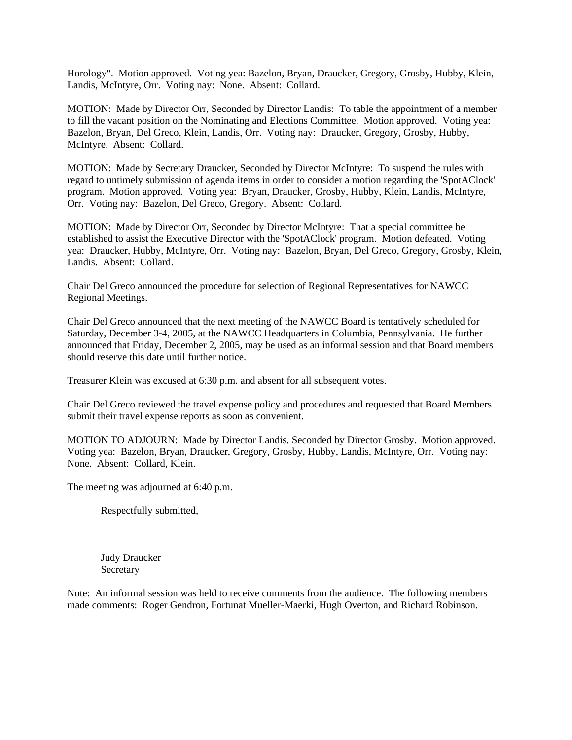Horology". Motion approved. Voting yea: Bazelon, Bryan, Draucker, Gregory, Grosby, Hubby, Klein, Landis, McIntyre, Orr. Voting nay: None. Absent: Collard.

MOTION: Made by Director Orr, Seconded by Director Landis: To table the appointment of a member to fill the vacant position on the Nominating and Elections Committee. Motion approved. Voting yea: Bazelon, Bryan, Del Greco, Klein, Landis, Orr. Voting nay: Draucker, Gregory, Grosby, Hubby, McIntyre. Absent: Collard.

MOTION: Made by Secretary Draucker, Seconded by Director McIntyre: To suspend the rules with regard to untimely submission of agenda items in order to consider a motion regarding the 'SpotAClock' program. Motion approved. Voting yea: Bryan, Draucker, Grosby, Hubby, Klein, Landis, McIntyre, Orr. Voting nay: Bazelon, Del Greco, Gregory. Absent: Collard.

MOTION: Made by Director Orr, Seconded by Director McIntyre: That a special committee be established to assist the Executive Director with the 'SpotAClock' program. Motion defeated. Voting yea: Draucker, Hubby, McIntyre, Orr. Voting nay: Bazelon, Bryan, Del Greco, Gregory, Grosby, Klein, Landis. Absent: Collard.

Chair Del Greco announced the procedure for selection of Regional Representatives for NAWCC Regional Meetings.

Chair Del Greco announced that the next meeting of the NAWCC Board is tentatively scheduled for Saturday, December 3-4, 2005, at the NAWCC Headquarters in Columbia, Pennsylvania. He further announced that Friday, December 2, 2005, may be used as an informal session and that Board members should reserve this date until further notice.

Treasurer Klein was excused at 6:30 p.m. and absent for all subsequent votes.

Chair Del Greco reviewed the travel expense policy and procedures and requested that Board Members submit their travel expense reports as soon as convenient.

MOTION TO ADJOURN: Made by Director Landis, Seconded by Director Grosby. Motion approved. Voting yea: Bazelon, Bryan, Draucker, Gregory, Grosby, Hubby, Landis, McIntyre, Orr. Voting nay: None. Absent: Collard, Klein.

The meeting was adjourned at 6:40 p.m.

Respectfully submitted,

Judy Draucker
Secretary

Note: An informal session was held to receive comments from the audience. The following members made comments: Roger Gendron, Fortunat Mueller-Maerki, Hugh Overton, and Richard Robinson.